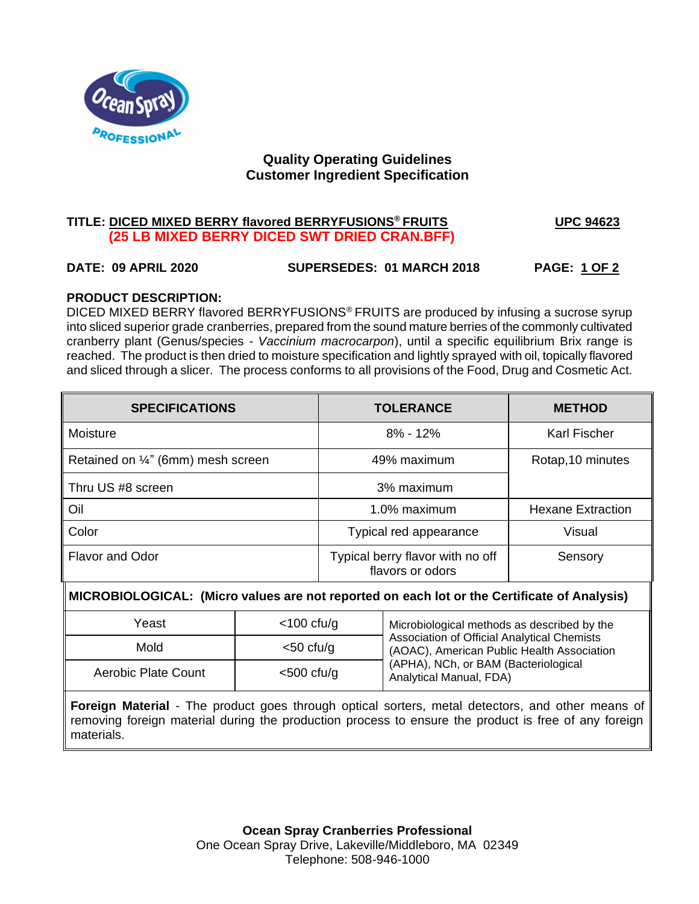Ocean Spray PROFESSIONAL

## Quality Operating Guidelines
## Customer Ingredient Specification

**TITLE: DICED MIXED BERRY flavored BERRYFUSIONS® FRUITS** **UPC 94623**
**(25 LB MIXED BERRY DICED SWT DRIED CRAN.BFF)**

**DATE: 09 APRIL 2020** **SUPERSEDES: 01 MARCH 2018** **PAGE: 1 OF 2**

**PRODUCT DESCRIPTION:**
DICED MIXED BERRY flavored BERRYFUSIONS® FRUITS are produced by infusing a sucrose syrup into sliced superior grade cranberries, prepared from the sound mature berries of the commonly cultivated cranberry plant (Genus/species - *Vaccinium macrocarpon*), until a specific equilibrium Brix range is reached. The product is then dried to moisture specification and lightly sprayed with oil, topically flavored and sliced through a slicer. The process conforms to all provisions of the Food, Drug and Cosmetic Act.

| SPECIFICATIONS | TOLERANCE | METHOD |
|---|---|---|
| Moisture | 8% - 12% | Karl Fischer |
| Retained on ¼" (6mm) mesh screen | 49% maximum | Rotap,10 minutes |
| Thru US #8 screen | 3% maximum | |
| Oil | 1.0% maximum | Hexane Extraction |
| Color | Typical red appearance | Visual |
| Flavor and Odor | Typical berry flavor with no off flavors or odors | Sensory |

**MICROBIOLOGICAL: (Micro values are not reported on each lot or the Certificate of Analysis)**

| Test | Limit | Method |
|---|---|---|
| Yeast | <100 cfu/g | Microbiological methods as described by the Association of Official Analytical Chemists (AOAC), American Public Health Association (APHA), NCh, or BAM (Bacteriological Analytical Manual, FDA) |
| Mold | <50 cfu/g | |
| Aerobic Plate Count | <500 cfu/g | |

**Foreign Material** - The product goes through optical sorters, metal detectors, and other means of removing foreign material during the production process to ensure the product is free of any foreign materials.

**Ocean Spray Cranberries Professional**
One Ocean Spray Drive, Lakeville/Middleboro, MA 02349
Telephone: 508-946-1000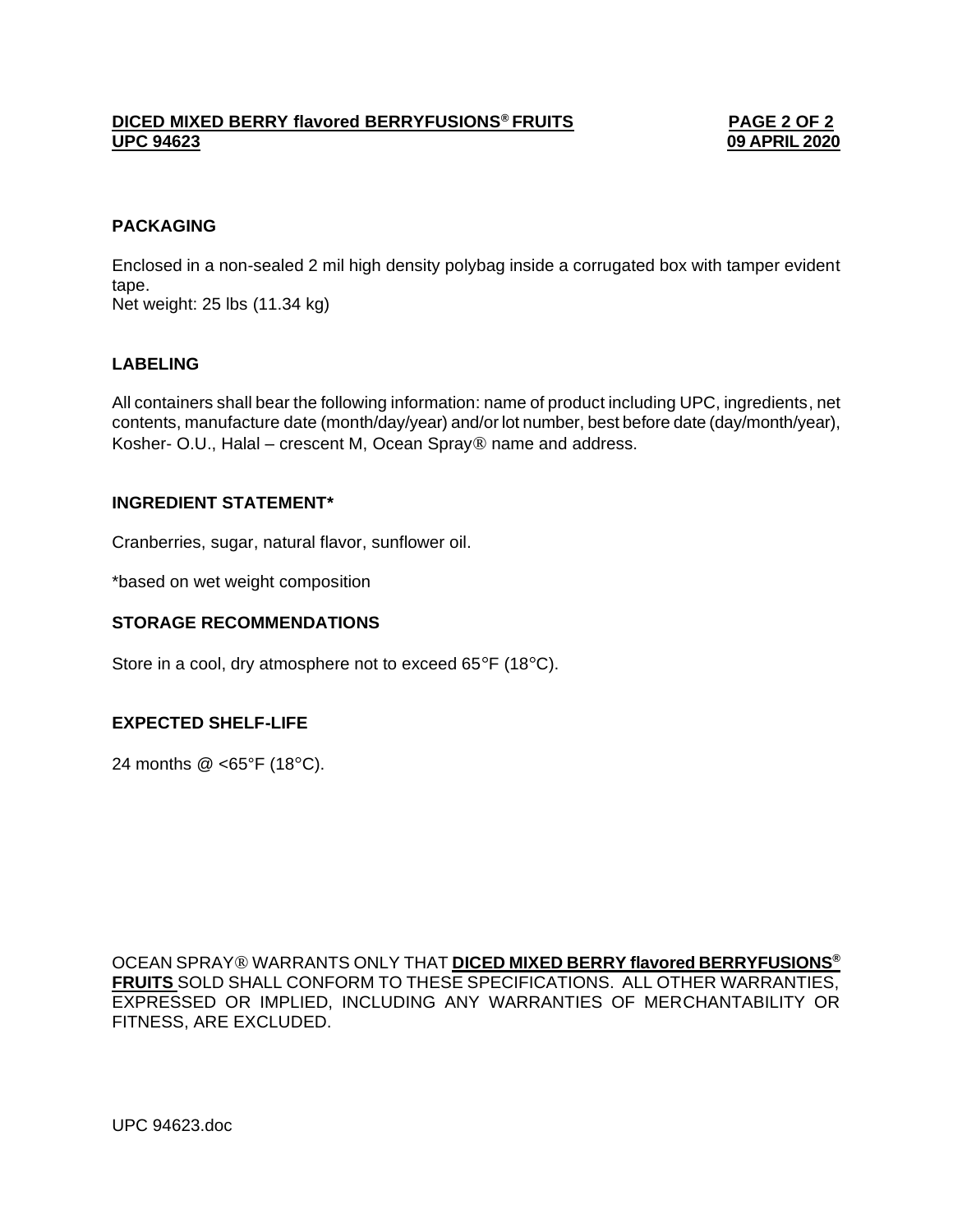## PACKAGING

Enclosed in a non-sealed 2 mil high density polybag inside a corrugated box with tamper evident tape.
Net weight: 25 lbs (11.34 kg)

## LABELING

All containers shall bear the following information: name of product including UPC, ingredients, net contents, manufacture date (month/day/year) and/or lot number, best before date (day/month/year), Kosher- O.U., Halal – crescent M, Ocean Spray® name and address.

## INGREDIENT STATEMENT*

Cranberries, sugar, natural flavor, sunflower oil.

*based on wet weight composition

## STORAGE RECOMMENDATIONS

Store in a cool, dry atmosphere not to exceed 65°F (18°C).

## EXPECTED SHELF-LIFE

24 months @ <65°F (18°C).

OCEAN SPRAY® WARRANTS ONLY THAT **DICED MIXED BERRY flavored BERRYFUSIONS® FRUITS** SOLD SHALL CONFORM TO THESE SPECIFICATIONS. ALL OTHER WARRANTIES, EXPRESSED OR IMPLIED, INCLUDING ANY WARRANTIES OF MERCHANTABILITY OR FITNESS, ARE EXCLUDED.

UPC 94623.doc